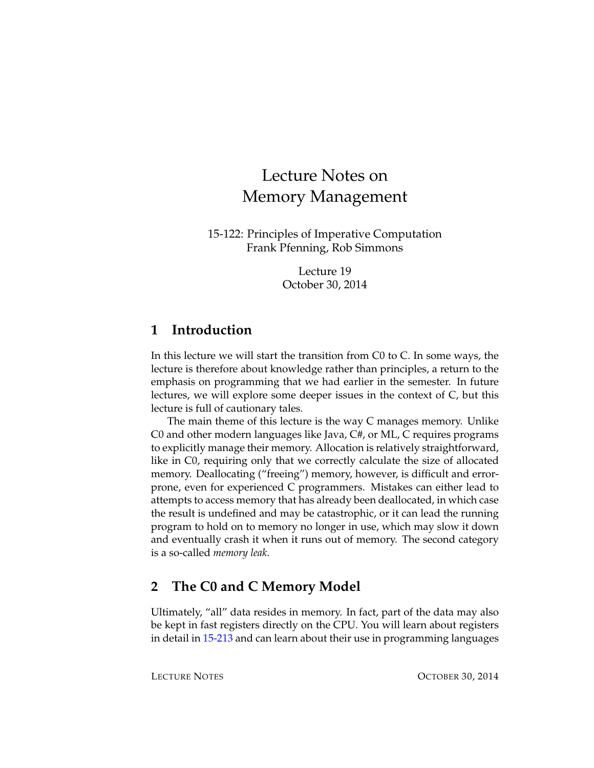# Lecture Notes on Memory Management

15-122: Principles of Imperative Computation
Frank Pfenning, Rob Simmons

Lecture 19
October 30, 2014

## 1 Introduction

In this lecture we will start the transition from C0 to C. In some ways, the lecture is therefore about knowledge rather than principles, a return to the emphasis on programming that we had earlier in the semester. In future lectures, we will explore some deeper issues in the context of C, but this lecture is full of cautionary tales.

The main theme of this lecture is the way C manages memory. Unlike C0 and other modern languages like Java, C#, or ML, C requires programs to explicitly manage their memory. Allocation is relatively straightforward, like in C0, requiring only that we correctly calculate the size of allocated memory. Deallocating ("freeing") memory, however, is difficult and error-prone, even for experienced C programmers. Mistakes can either lead to attempts to access memory that has already been deallocated, in which case the result is undefined and may be catastrophic, or it can lead the running program to hold on to memory no longer in use, which may slow it down and eventually crash it when it runs out of memory. The second category is a so-called *memory leak*.

## 2 The C0 and C Memory Model

Ultimately, "all" data resides in memory. In fact, part of the data may also be kept in fast registers directly on the CPU. You will learn about registers in detail in 15-213 and can learn about their use in programming languages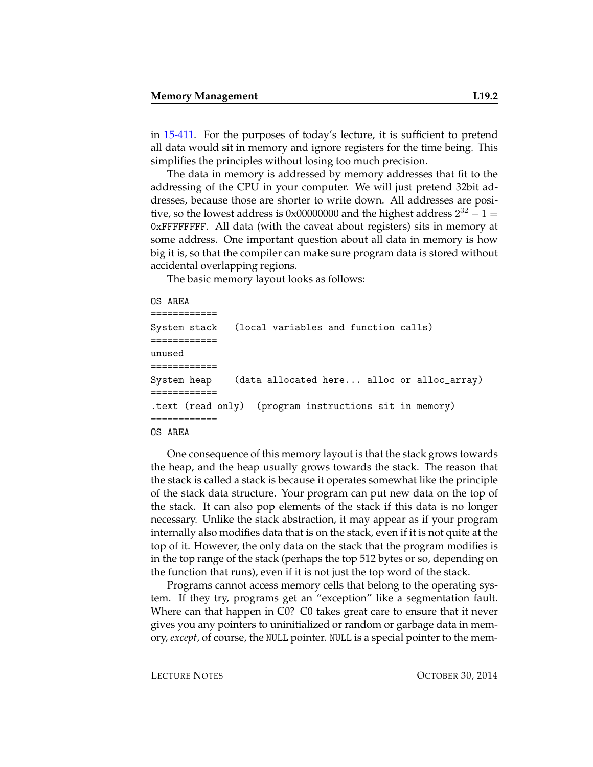in 15-411. For the purposes of today's lecture, it is sufficient to pretend all data would sit in memory and ignore registers for the time being. This simplifies the principles without losing too much precision.

The data in memory is addressed by memory addresses that fit to the addressing of the CPU in your computer. We will just pretend 32bit addresses, because those are shorter to write down. All addresses are positive, so the lowest address is 0x00000000 and the highest address $2^{32} - 1 =$ 0xFFFFFFFF. All data (with the caveat about registers) sits in memory at some address. One important question about all data in memory is how big it is, so that the compiler can make sure program data is stored without accidental overlapping regions.

The basic memory layout looks as follows:

```
OS AREA
============
System stack   (local variables and function calls)
============
unused
============
System heap    (data allocated here... alloc or alloc_array)
============
.text (read only)  (program instructions sit in memory)
============
OS AREA
```

One consequence of this memory layout is that the stack grows towards the heap, and the heap usually grows towards the stack. The reason that the stack is called a stack is because it operates somewhat like the principle of the stack data structure. Your program can put new data on the top of the stack. It can also pop elements of the stack if this data is no longer necessary. Unlike the stack abstraction, it may appear as if your program internally also modifies data that is on the stack, even if it is not quite at the top of it. However, the only data on the stack that the program modifies is in the top range of the stack (perhaps the top 512 bytes or so, depending on the function that runs), even if it is not just the top word of the stack.

Programs cannot access memory cells that belong to the operating system. If they try, programs get an "exception" like a segmentation fault. Where can that happen in C0? C0 takes great care to ensure that it never gives you any pointers to uninitialized or random or garbage data in memory, *except*, of course, the NULL pointer. NULL is a special pointer to the mem-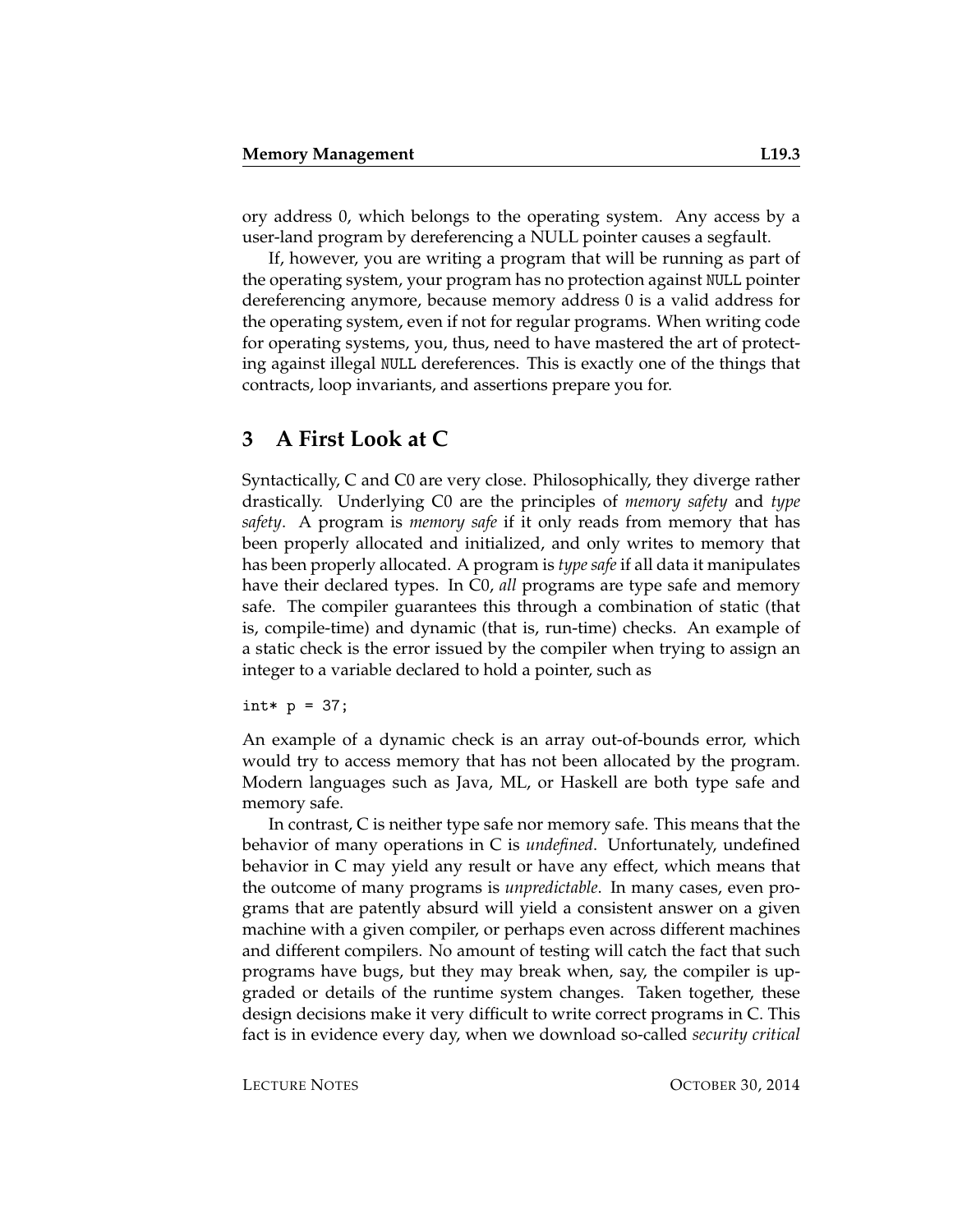ory address 0, which belongs to the operating system. Any access by a user-land program by dereferencing a NULL pointer causes a segfault.

If, however, you are writing a program that will be running as part of the operating system, your program has no protection against `NULL` pointer dereferencing anymore, because memory address 0 is a valid address for the operating system, even if not for regular programs. When writing code for operating systems, you, thus, need to have mastered the art of protecting against illegal `NULL` dereferences. This is exactly one of the things that contracts, loop invariants, and assertions prepare you for.

## 3 A First Look at C

Syntactically, C and C0 are very close. Philosophically, they diverge rather drastically. Underlying C0 are the principles of *memory safety* and *type safety*. A program is *memory safe* if it only reads from memory that has been properly allocated and initialized, and only writes to memory that has been properly allocated. A program is *type safe* if all data it manipulates have their declared types. In C0, *all* programs are type safe and memory safe. The compiler guarantees this through a combination of static (that is, compile-time) and dynamic (that is, run-time) checks. An example of a static check is the error issued by the compiler when trying to assign an integer to a variable declared to hold a pointer, such as

```
int* p = 37;
```

An example of a dynamic check is an array out-of-bounds error, which would try to access memory that has not been allocated by the program. Modern languages such as Java, ML, or Haskell are both type safe and memory safe.

In contrast, C is neither type safe nor memory safe. This means that the behavior of many operations in C is *undefined*. Unfortunately, undefined behavior in C may yield any result or have any effect, which means that the outcome of many programs is *unpredictable*. In many cases, even programs that are patently absurd will yield a consistent answer on a given machine with a given compiler, or perhaps even across different machines and different compilers. No amount of testing will catch the fact that such programs have bugs, but they may break when, say, the compiler is upgraded or details of the runtime system changes. Taken together, these design decisions make it very difficult to write correct programs in C. This fact is in evidence every day, when we download so-called *security critical*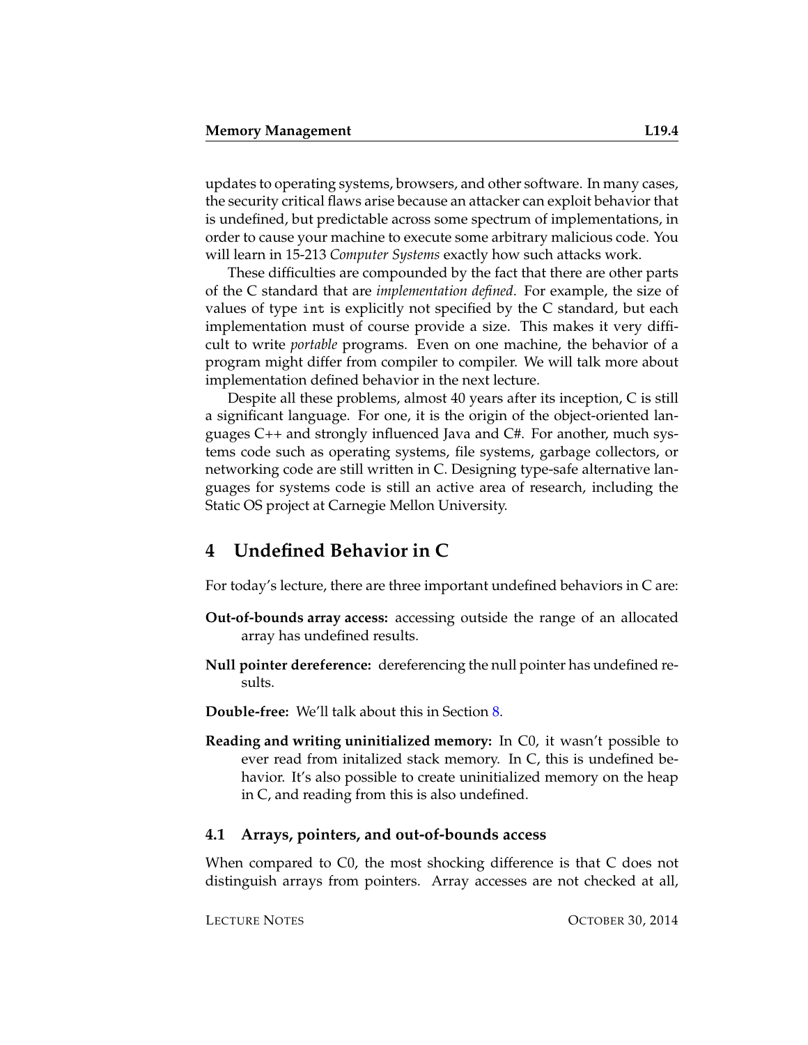updates to operating systems, browsers, and other software. In many cases, the security critical flaws arise because an attacker can exploit behavior that is undefined, but predictable across some spectrum of implementations, in order to cause your machine to execute some arbitrary malicious code. You will learn in 15-213 *Computer Systems* exactly how such attacks work.

These difficulties are compounded by the fact that there are other parts of the C standard that are *implementation defined*. For example, the size of values of type `int` is explicitly not specified by the C standard, but each implementation must of course provide a size. This makes it very difficult to write *portable* programs. Even on one machine, the behavior of a program might differ from compiler to compiler. We will talk more about implementation defined behavior in the next lecture.

Despite all these problems, almost 40 years after its inception, C is still a significant language. For one, it is the origin of the object-oriented languages C++ and strongly influenced Java and C#. For another, much systems code such as operating systems, file systems, garbage collectors, or networking code are still written in C. Designing type-safe alternative languages for systems code is still an active area of research, including the Static OS project at Carnegie Mellon University.

## 4 Undefined Behavior in C

For today's lecture, there are three important undefined behaviors in C are:

**Out-of-bounds array access:** accessing outside the range of an allocated array has undefined results.

**Null pointer dereference:** dereferencing the null pointer has undefined results.

**Double-free:** We'll talk about this in Section 8.

**Reading and writing uninitialized memory:** In C0, it wasn't possible to ever read from initalized stack memory. In C, this is undefined behavior. It's also possible to create uninitialized memory on the heap in C, and reading from this is also undefined.

### 4.1 Arrays, pointers, and out-of-bounds access

When compared to C0, the most shocking difference is that C does not distinguish arrays from pointers. Array accesses are not checked at all,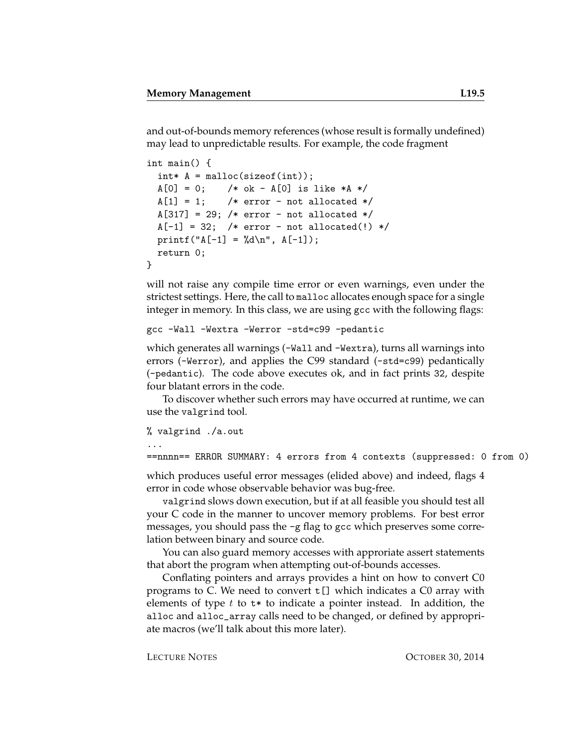and out-of-bounds memory references (whose result is formally undefined) may lead to unpredictable results. For example, the code fragment

```
int main() {
  int* A = malloc(sizeof(int));
  A[0] = 0;    /* ok - A[0] is like *A */
  A[1] = 1;    /* error - not allocated */
  A[317] = 29; /* error - not allocated */
  A[-1] = 32;  /* error - not allocated(!) */
  printf("A[-1] = %d\n", A[-1]);
  return 0;
}
```

will not raise any compile time error or even warnings, even under the strictest settings. Here, the call to `malloc` allocates enough space for a single integer in memory. In this class, we are using `gcc` with the following flags:

```
gcc -Wall -Wextra -Werror -std=c99 -pedantic
```

which generates all warnings (`-Wall` and `-Wextra`), turns all warnings into errors (`-Werror`), and applies the C99 standard (`-std=c99`) pedantically (`-pedantic`). The code above executes ok, and in fact prints `32`, despite four blatant errors in the code.

To discover whether such errors may have occurred at runtime, we can use the `valgrind` tool.

```
% valgrind ./a.out
...
==nnnn== ERROR SUMMARY: 4 errors from 4 contexts (suppressed: 0 from 0)
```

which produces useful error messages (elided above) and indeed, flags 4 error in code whose observable behavior was bug-free.

`valgrind` slows down execution, but if at all feasible you should test all your C code in the manner to uncover memory problems. For best error messages, you should pass the `-g` flag to `gcc` which preserves some correlation between binary and source code.

You can also guard memory accesses with approriate assert statements that abort the program when attempting out-of-bounds accesses.

Conflating pointers and arrays provides a hint on how to convert C0 programs to C. We need to convert `t[]` which indicates a C0 array with elements of type $t$ to `t*` to indicate a pointer instead. In addition, the `alloc` and `alloc_array` calls need to be changed, or defined by appropriate macros (we'll talk about this more later).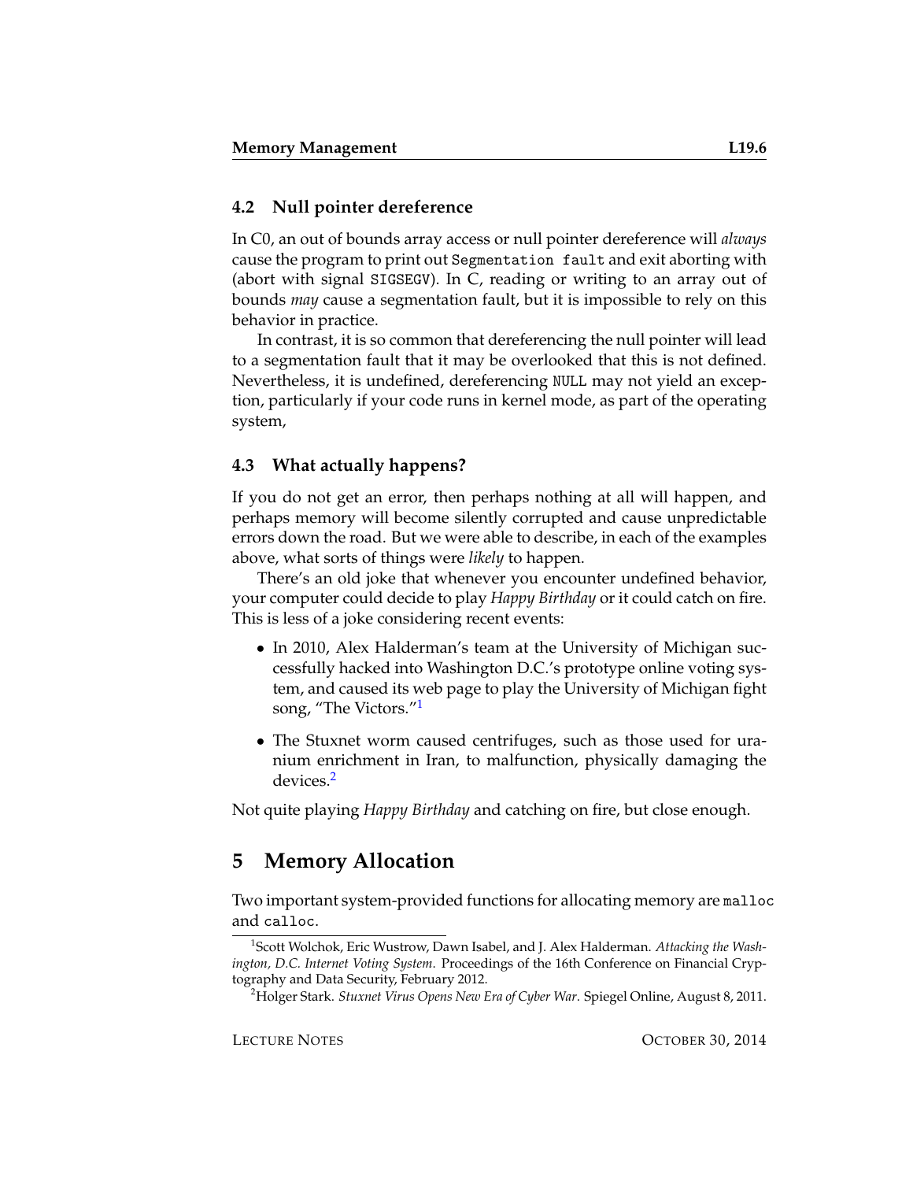### 4.2 Null pointer dereference

In C0, an out of bounds array access or null pointer dereference will *always* cause the program to print out `Segmentation fault` and exit aborting with (abort with signal `SIGSEGV`). In C, reading or writing to an array out of bounds *may* cause a segmentation fault, but it is impossible to rely on this behavior in practice.

In contrast, it is so common that dereferencing the null pointer will lead to a segmentation fault that it may be overlooked that this is not defined. Nevertheless, it is undefined, dereferencing `NULL` may not yield an exception, particularly if your code runs in kernel mode, as part of the operating system,

### 4.3 What actually happens?

If you do not get an error, then perhaps nothing at all will happen, and perhaps memory will become silently corrupted and cause unpredictable errors down the road. But we were able to describe, in each of the examples above, what sorts of things were *likely* to happen.

There's an old joke that whenever you encounter undefined behavior, your computer could decide to play *Happy Birthday* or it could catch on fire. This is less of a joke considering recent events:

- In 2010, Alex Halderman's team at the University of Michigan successfully hacked into Washington D.C.'s prototype online voting system, and caused its web page to play the University of Michigan fight song, "The Victors."[1]
- The Stuxnet worm caused centrifuges, such as those used for uranium enrichment in Iran, to malfunction, physically damaging the devices.[2]

Not quite playing *Happy Birthday* and catching on fire, but close enough.

## 5 Memory Allocation

Two important system-provided functions for allocating memory are `malloc` and `calloc`.

[1] Scott Wolchok, Eric Wustrow, Dawn Isabel, and J. Alex Halderman. *Attacking the Washington, D.C. Internet Voting System*. Proceedings of the 16th Conference on Financial Cryptography and Data Security, February 2012.

[2] Holger Stark. *Stuxnet Virus Opens New Era of Cyber War*. Spiegel Online, August 8, 2011.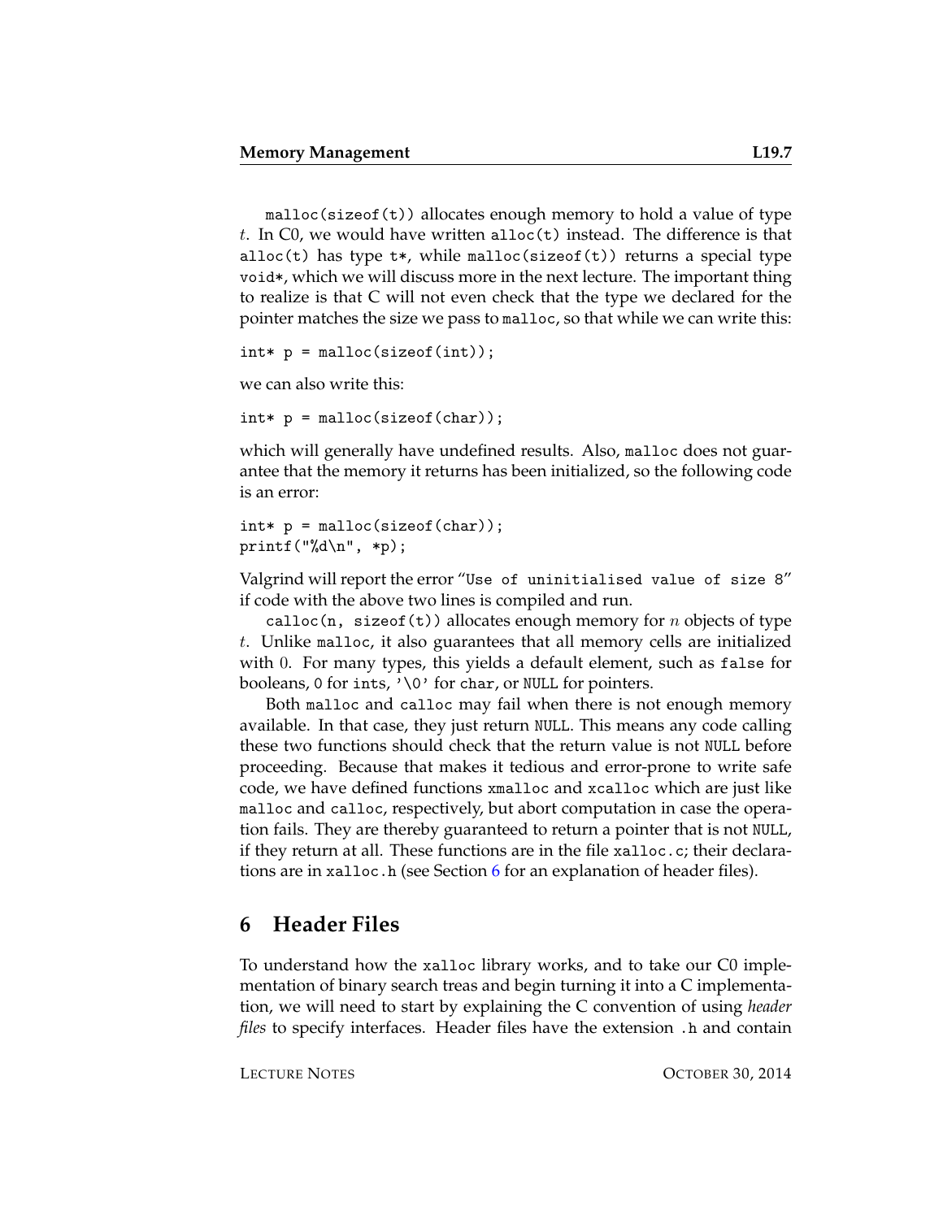`malloc(sizeof(t))` allocates enough memory to hold a value of type $t$. In C0, we would have written `alloc(t)` instead. The difference is that `alloc(t)` has type `t*`, while `malloc(sizeof(t))` returns a special type `void*`, which we will discuss more in the next lecture. The important thing to realize is that C will not even check that the type we declared for the pointer matches the size we pass to `malloc`, so that while we can write this:

```
int* p = malloc(sizeof(int));
```

we can also write this:

```
int* p = malloc(sizeof(char));
```

which will generally have undefined results. Also, `malloc` does not guarantee that the memory it returns has been initialized, so the following code is an error:

```
int* p = malloc(sizeof(char));
printf("%d\n", *p);
```

Valgrind will report the error "`Use of uninitialised value of size 8`" if code with the above two lines is compiled and run.

`calloc(n, sizeof(t))` allocates enough memory for $n$ objects of type $t$. Unlike `malloc`, it also guarantees that all memory cells are initialized with $0$. For many types, this yields a default element, such as `false` for booleans, `0` for `int`s, `'\0'` for `char`, or `NULL` for pointers.

Both `malloc` and `calloc` may fail when there is not enough memory available. In that case, they just return `NULL`. This means any code calling these two functions should check that the return value is not `NULL` before proceeding. Because that makes it tedious and error-prone to write safe code, we have defined functions `xmalloc` and `xcalloc` which are just like `malloc` and `calloc`, respectively, but abort computation in case the operation fails. They are thereby guaranteed to return a pointer that is not `NULL`, if they return at all. These functions are in the file `xalloc.c`; their declarations are in `xalloc.h` (see Section 6 for an explanation of header files).

## 6 Header Files

To understand how the `xalloc` library works, and to take our C0 implementation of binary search treas and begin turning it into a C implementation, we will need to start by explaining the C convention of using *header files* to specify interfaces. Header files have the extension `.h` and contain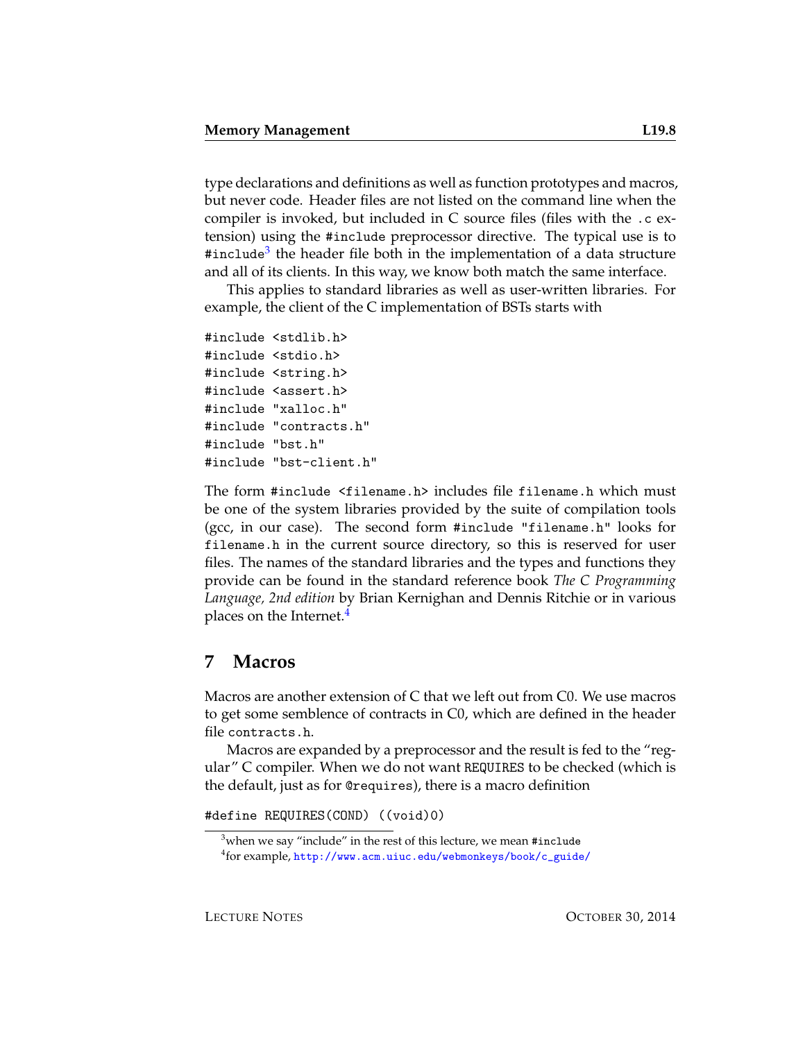type declarations and definitions as well as function prototypes and macros, but never code. Header files are not listed on the command line when the compiler is invoked, but included in C source files (files with the `.c` extension) using the `#include` preprocessor directive. The typical use is to `#include`[3] the header file both in the implementation of a data structure and all of its clients. In this way, we know both match the same interface.

This applies to standard libraries as well as user-written libraries. For example, the client of the C implementation of BSTs starts with

```
#include <stdlib.h>
#include <stdio.h>
#include <string.h>
#include <assert.h>
#include "xalloc.h"
#include "contracts.h"
#include "bst.h"
#include "bst-client.h"
```

The form `#include <filename.h>` includes file `filename.h` which must be one of the system libraries provided by the suite of compilation tools (gcc, in our case). The second form `#include "filename.h"` looks for `filename.h` in the current source directory, so this is reserved for user files. The names of the standard libraries and the types and functions they provide can be found in the standard reference book *The C Programming Language, 2nd edition* by Brian Kernighan and Dennis Ritchie or in various places on the Internet.[4]

## 7 Macros

Macros are another extension of C that we left out from C0. We use macros to get some semblence of contracts in C0, which are defined in the header file `contracts.h`.

Macros are expanded by a preprocessor and the result is fed to the "regular" C compiler. When we do not want `REQUIRES` to be checked (which is the default, just as for `@requires`), there is a macro definition

```
#define REQUIRES(COND) ((void)0)
```

[3] when we say "include" in the rest of this lecture, we mean `#include`

[4] for example, http://www.acm.uiuc.edu/webmonkeys/book/c_guide/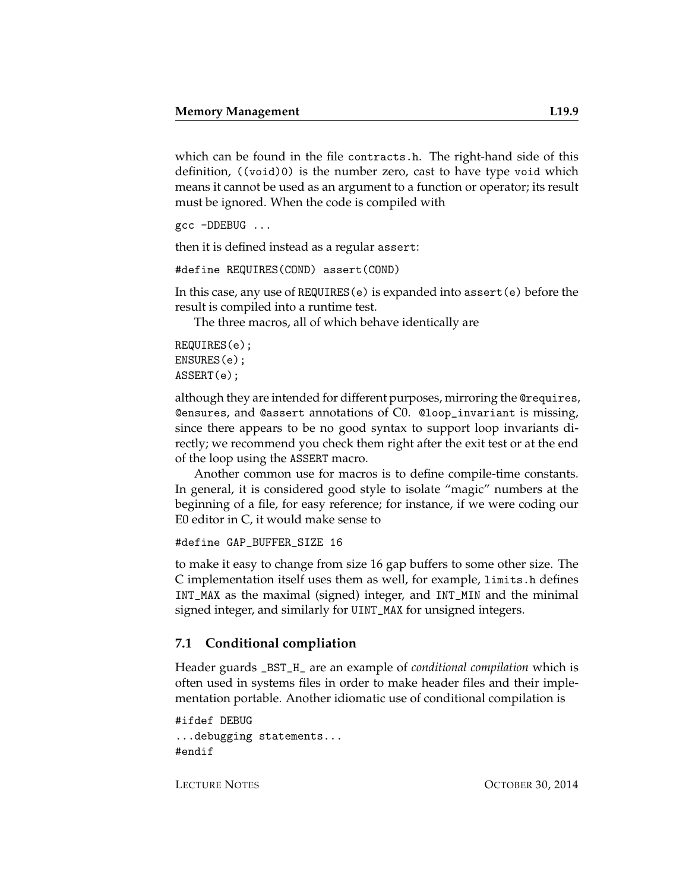which can be found in the file `contracts.h`. The right-hand side of this definition, `((void)0)` is the number zero, cast to have type `void` which means it cannot be used as an argument to a function or operator; its result must be ignored. When the code is compiled with

```
gcc -DDEBUG ...
```

then it is defined instead as a regular `assert`:

```
#define REQUIRES(COND) assert(COND)
```

In this case, any use of `REQUIRES(e)` is expanded into `assert(e)` before the result is compiled into a runtime test.

The three macros, all of which behave identically are

```
REQUIRES(e);
ENSURES(e);
ASSERT(e);
```

although they are intended for different purposes, mirroring the `@requires`, `@ensures`, and `@assert` annotations of C0. `@loop_invariant` is missing, since there appears to be no good syntax to support loop invariants directly; we recommend you check them right after the exit test or at the end of the loop using the `ASSERT` macro.

Another common use for macros is to define compile-time constants. In general, it is considered good style to isolate "magic" numbers at the beginning of a file, for easy reference; for instance, if we were coding our E0 editor in C, it would make sense to

```
#define GAP_BUFFER_SIZE 16
```

to make it easy to change from size 16 gap buffers to some other size. The C implementation itself uses them as well, for example, `limits.h` defines `INT_MAX` as the maximal (signed) integer, and `INT_MIN` and the minimal signed integer, and similarly for `UINT_MAX` for unsigned integers.

## 7.1 Conditional compliation

Header guards `_BST_H_` are an example of *conditional compilation* which is often used in systems files in order to make header files and their implementation portable. Another idiomatic use of conditional compilation is

```
#ifdef DEBUG
...debugging statements...
#endif
```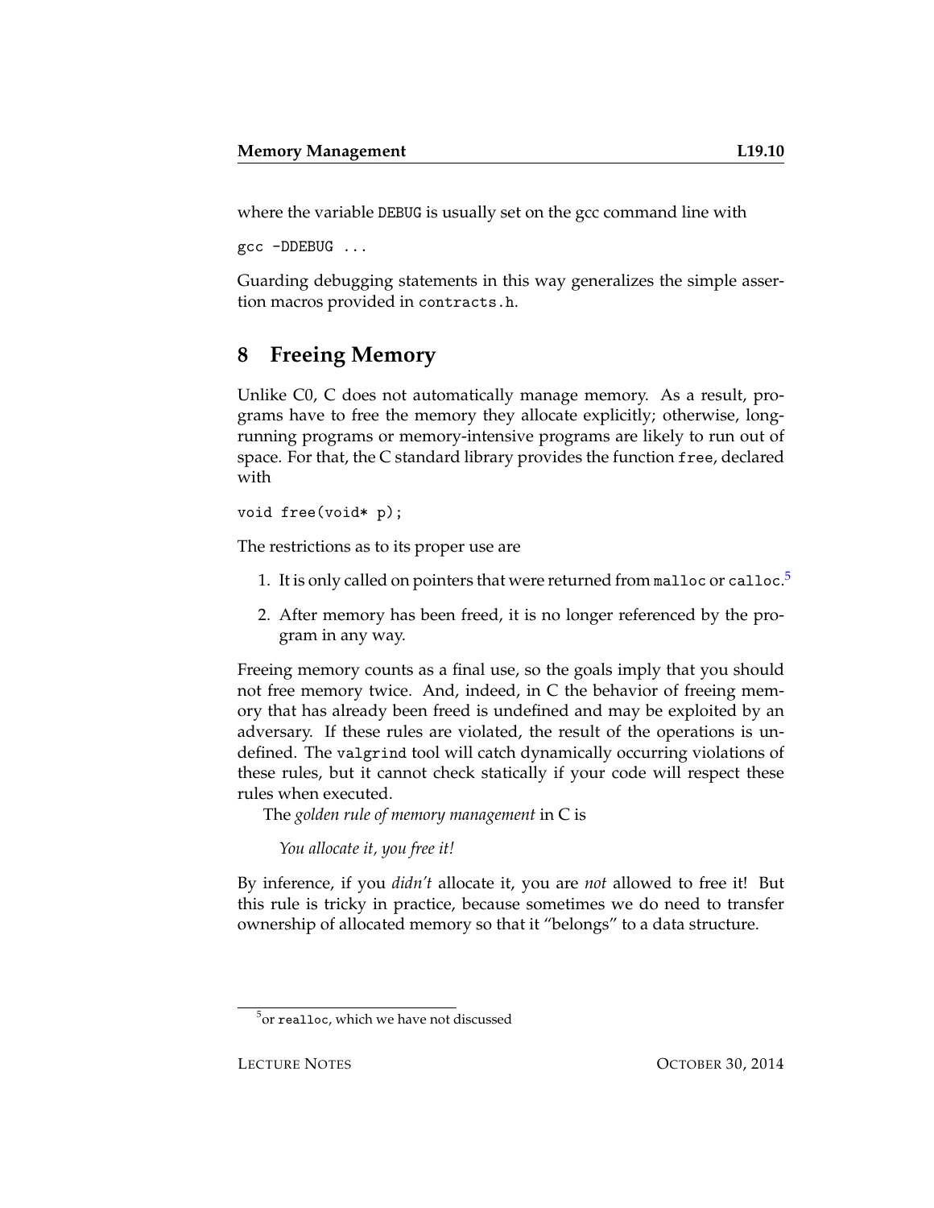where the variable DEBUG is usually set on the gcc command line with

```
gcc -DDEBUG ...
```

Guarding debugging statements in this way generalizes the simple assertion macros provided in `contracts.h`.

## 8 Freeing Memory

Unlike C0, C does not automatically manage memory. As a result, programs have to free the memory they allocate explicitly; otherwise, long-running programs or memory-intensive programs are likely to run out of space. For that, the C standard library provides the function `free`, declared with

```
void free(void* p);
```

The restrictions as to its proper use are

1. It is only called on pointers that were returned from `malloc` or `calloc`.[5]
2. After memory has been freed, it is no longer referenced by the program in any way.

Freeing memory counts as a final use, so the goals imply that you should not free memory twice. And, indeed, in C the behavior of freeing memory that has already been freed is undefined and may be exploited by an adversary. If these rules are violated, the result of the operations is undefined. The `valgrind` tool will catch dynamically occurring violations of these rules, but it cannot check statically if your code will respect these rules when executed.

The *golden rule of memory management* in C is

> *You allocate it, you free it!*

By inference, if you *didn't* allocate it, you are *not* allowed to free it! But this rule is tricky in practice, because sometimes we do need to transfer ownership of allocated memory so that it "belongs" to a data structure.

---

[5] or `realloc`, which we have not discussed